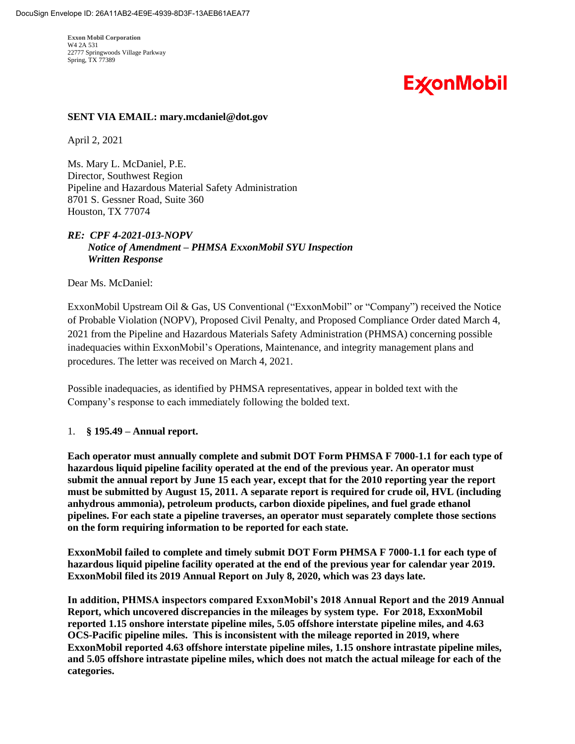**Exxon Mobil Corporation**
W4 2A 531
22777 Springwoods Village Parkway
Spring, TX 77389

ExxonMobil

**SENT VIA EMAIL: mary.mcdaniel@dot.gov**

April 2, 2021

Ms. Mary L. McDaniel, P.E.
Director, Southwest Region
Pipeline and Hazardous Material Safety Administration
8701 S. Gessner Road, Suite 360
Houston, TX 77074

***RE: CPF 4-2021-013-NOPV***
***Notice of Amendment – PHMSA ExxonMobil SYU Inspection***
***Written Response***

Dear Ms. McDaniel:

ExxonMobil Upstream Oil & Gas, US Conventional ("ExxonMobil" or "Company") received the Notice of Probable Violation (NOPV), Proposed Civil Penalty, and Proposed Compliance Order dated March 4, 2021 from the Pipeline and Hazardous Materials Safety Administration (PHMSA) concerning possible inadequacies within ExxonMobil's Operations, Maintenance, and integrity management plans and procedures. The letter was received on March 4, 2021.

Possible inadequacies, as identified by PHMSA representatives, appear in bolded text with the Company's response to each immediately following the bolded text.

1. **§ 195.49 – Annual report.**

**Each operator must annually complete and submit DOT Form PHMSA F 7000-1.1 for each type of hazardous liquid pipeline facility operated at the end of the previous year. An operator must submit the annual report by June 15 each year, except that for the 2010 reporting year the report must be submitted by August 15, 2011. A separate report is required for crude oil, HVL (including anhydrous ammonia), petroleum products, carbon dioxide pipelines, and fuel grade ethanol pipelines. For each state a pipeline traverses, an operator must separately complete those sections on the form requiring information to be reported for each state.**

**ExxonMobil failed to complete and timely submit DOT Form PHMSA F 7000-1.1 for each type of hazardous liquid pipeline facility operated at the end of the previous year for calendar year 2019. ExxonMobil filed its 2019 Annual Report on July 8, 2020, which was 23 days late.**

**In addition, PHMSA inspectors compared ExxonMobil's 2018 Annual Report and the 2019 Annual Report, which uncovered discrepancies in the mileages by system type. For 2018, ExxonMobil reported 1.15 onshore interstate pipeline miles, 5.05 offshore interstate pipeline miles, and 4.63 OCS-Pacific pipeline miles. This is inconsistent with the mileage reported in 2019, where ExxonMobil reported 4.63 offshore interstate pipeline miles, 1.15 onshore intrastate pipeline miles, and 5.05 offshore intrastate pipeline miles, which does not match the actual mileage for each of the categories.**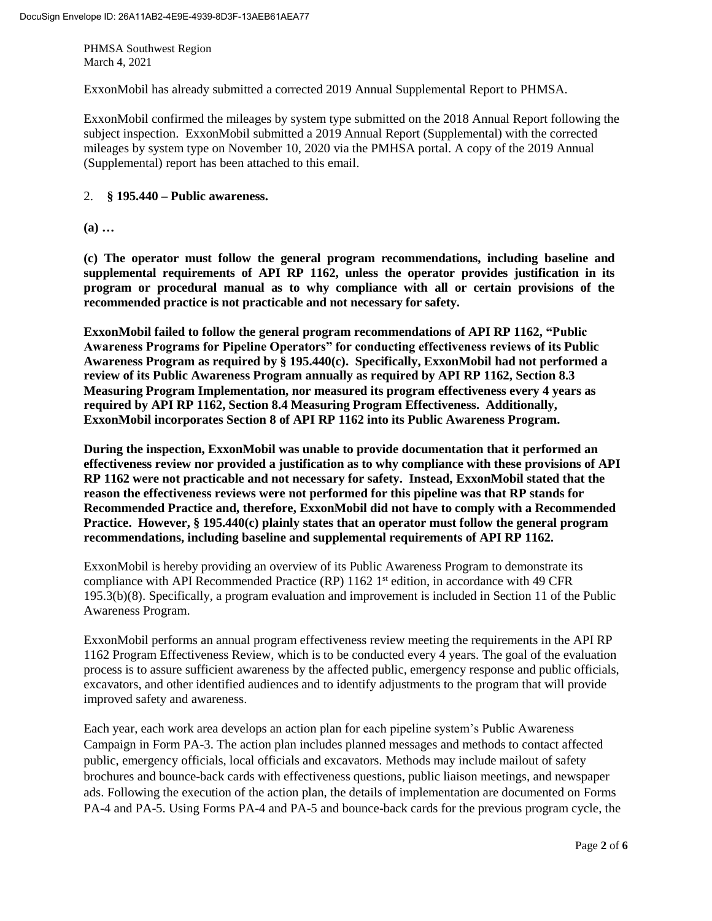PHMSA Southwest Region
March 4, 2021

ExxonMobil has already submitted a corrected 2019 Annual Supplemental Report to PHMSA.

ExxonMobil confirmed the mileages by system type submitted on the 2018 Annual Report following the subject inspection. ExxonMobil submitted a 2019 Annual Report (Supplemental) with the corrected mileages by system type on November 10, 2020 via the PMHSA portal. A copy of the 2019 Annual (Supplemental) report has been attached to this email.

2. **§ 195.440 – Public awareness.**

**(a) …**

**(c) The operator must follow the general program recommendations, including baseline and supplemental requirements of API RP 1162, unless the operator provides justification in its program or procedural manual as to why compliance with all or certain provisions of the recommended practice is not practicable and not necessary for safety.**

**ExxonMobil failed to follow the general program recommendations of API RP 1162, "Public Awareness Programs for Pipeline Operators" for conducting effectiveness reviews of its Public Awareness Program as required by § 195.440(c). Specifically, ExxonMobil had not performed a review of its Public Awareness Program annually as required by API RP 1162, Section 8.3 Measuring Program Implementation, nor measured its program effectiveness every 4 years as required by API RP 1162, Section 8.4 Measuring Program Effectiveness. Additionally, ExxonMobil incorporates Section 8 of API RP 1162 into its Public Awareness Program.**

**During the inspection, ExxonMobil was unable to provide documentation that it performed an effectiveness review nor provided a justification as to why compliance with these provisions of API RP 1162 were not practicable and not necessary for safety. Instead, ExxonMobil stated that the reason the effectiveness reviews were not performed for this pipeline was that RP stands for Recommended Practice and, therefore, ExxonMobil did not have to comply with a Recommended Practice. However, § 195.440(c) plainly states that an operator must follow the general program recommendations, including baseline and supplemental requirements of API RP 1162.**

ExxonMobil is hereby providing an overview of its Public Awareness Program to demonstrate its compliance with API Recommended Practice (RP) 1162 1st edition, in accordance with 49 CFR 195.3(b)(8). Specifically, a program evaluation and improvement is included in Section 11 of the Public Awareness Program.

ExxonMobil performs an annual program effectiveness review meeting the requirements in the API RP 1162 Program Effectiveness Review, which is to be conducted every 4 years. The goal of the evaluation process is to assure sufficient awareness by the affected public, emergency response and public officials, excavators, and other identified audiences and to identify adjustments to the program that will provide improved safety and awareness.

Each year, each work area develops an action plan for each pipeline system's Public Awareness Campaign in Form PA-3. The action plan includes planned messages and methods to contact affected public, emergency officials, local officials and excavators. Methods may include mailout of safety brochures and bounce-back cards with effectiveness questions, public liaison meetings, and newspaper ads. Following the execution of the action plan, the details of implementation are documented on Forms PA-4 and PA-5. Using Forms PA-4 and PA-5 and bounce-back cards for the previous program cycle, the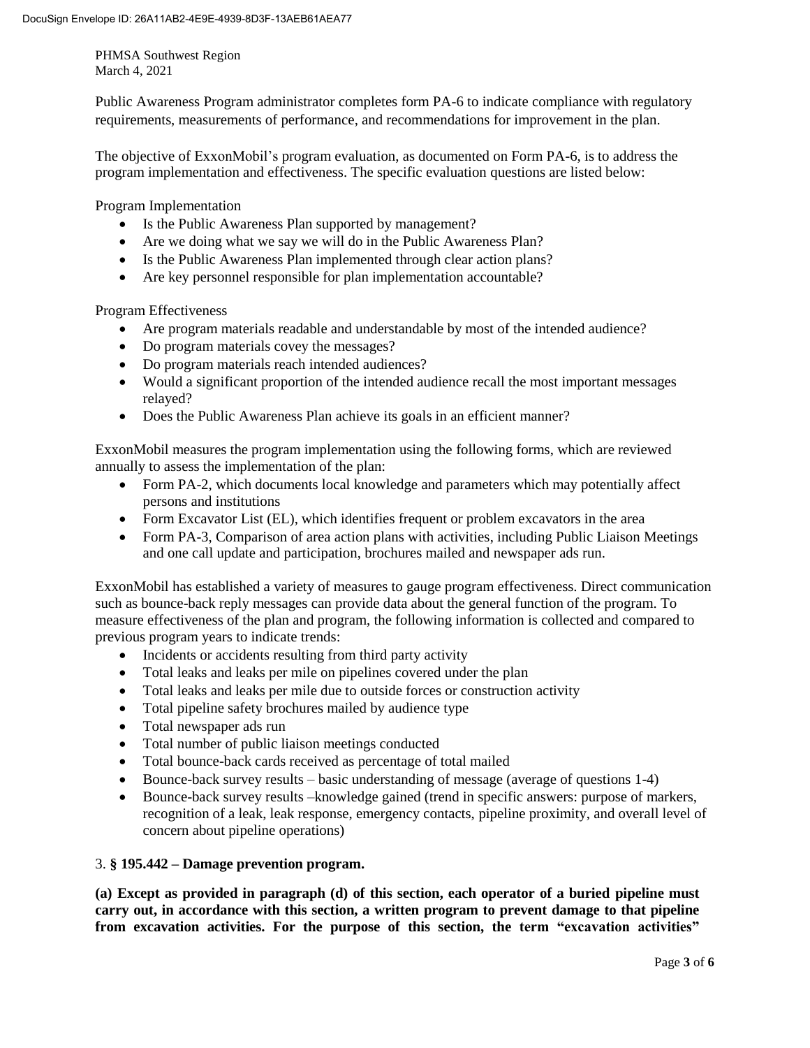PHMSA Southwest Region
March 4, 2021

Public Awareness Program administrator completes form PA-6 to indicate compliance with regulatory requirements, measurements of performance, and recommendations for improvement in the plan.

The objective of ExxonMobil's program evaluation, as documented on Form PA-6, is to address the program implementation and effectiveness. The specific evaluation questions are listed below:

Program Implementation

- Is the Public Awareness Plan supported by management?
- Are we doing what we say we will do in the Public Awareness Plan?
- Is the Public Awareness Plan implemented through clear action plans?
- Are key personnel responsible for plan implementation accountable?

Program Effectiveness

- Are program materials readable and understandable by most of the intended audience?
- Do program materials covey the messages?
- Do program materials reach intended audiences?
- Would a significant proportion of the intended audience recall the most important messages relayed?
- Does the Public Awareness Plan achieve its goals in an efficient manner?

ExxonMobil measures the program implementation using the following forms, which are reviewed annually to assess the implementation of the plan:

- Form PA-2, which documents local knowledge and parameters which may potentially affect persons and institutions
- Form Excavator List (EL), which identifies frequent or problem excavators in the area
- Form PA-3, Comparison of area action plans with activities, including Public Liaison Meetings and one call update and participation, brochures mailed and newspaper ads run.

ExxonMobil has established a variety of measures to gauge program effectiveness. Direct communication such as bounce-back reply messages can provide data about the general function of the program. To measure effectiveness of the plan and program, the following information is collected and compared to previous program years to indicate trends:

- Incidents or accidents resulting from third party activity
- Total leaks and leaks per mile on pipelines covered under the plan
- Total leaks and leaks per mile due to outside forces or construction activity
- Total pipeline safety brochures mailed by audience type
- Total newspaper ads run
- Total number of public liaison meetings conducted
- Total bounce-back cards received as percentage of total mailed
- Bounce-back survey results – basic understanding of message (average of questions 1-4)
- Bounce-back survey results –knowledge gained (trend in specific answers: purpose of markers, recognition of a leak, leak response, emergency contacts, pipeline proximity, and overall level of concern about pipeline operations)

3. **§ 195.442 – Damage prevention program.**

**(a) Except as provided in paragraph (d) of this section, each operator of a buried pipeline must carry out, in accordance with this section, a written program to prevent damage to that pipeline from excavation activities. For the purpose of this section, the term "excavation activities"**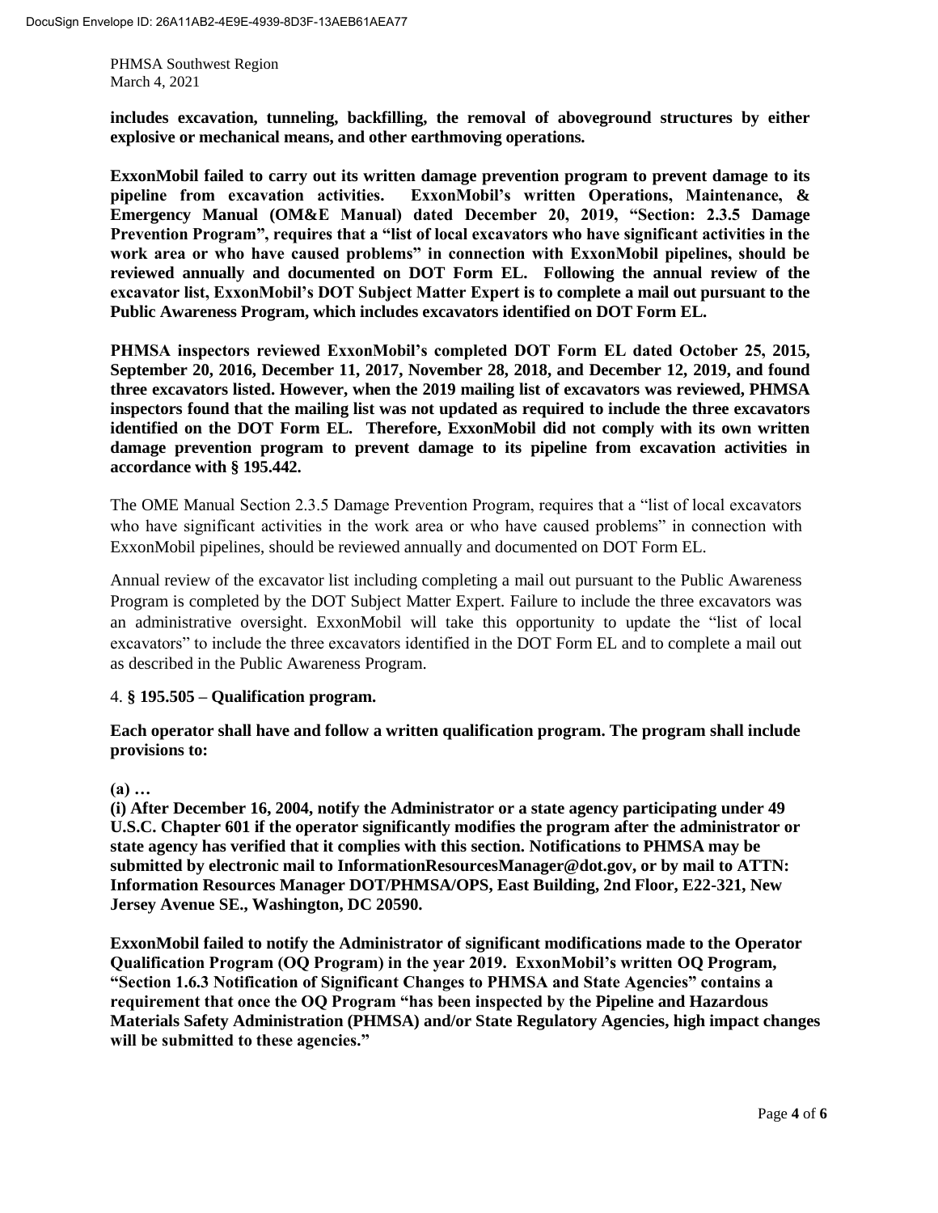**includes excavation, tunneling, backfilling, the removal of aboveground structures by either explosive or mechanical means, and other earthmoving operations.**

**ExxonMobil failed to carry out its written damage prevention program to prevent damage to its pipeline from excavation activities. ExxonMobil's written Operations, Maintenance, & Emergency Manual (OM&E Manual) dated December 20, 2019, "Section: 2.3.5 Damage Prevention Program", requires that a "list of local excavators who have significant activities in the work area or who have caused problems" in connection with ExxonMobil pipelines, should be reviewed annually and documented on DOT Form EL. Following the annual review of the excavator list, ExxonMobil's DOT Subject Matter Expert is to complete a mail out pursuant to the Public Awareness Program, which includes excavators identified on DOT Form EL.**

**PHMSA inspectors reviewed ExxonMobil's completed DOT Form EL dated October 25, 2015, September 20, 2016, December 11, 2017, November 28, 2018, and December 12, 2019, and found three excavators listed. However, when the 2019 mailing list of excavators was reviewed, PHMSA inspectors found that the mailing list was not updated as required to include the three excavators identified on the DOT Form EL. Therefore, ExxonMobil did not comply with its own written damage prevention program to prevent damage to its pipeline from excavation activities in accordance with § 195.442.**

The OME Manual Section 2.3.5 Damage Prevention Program, requires that a "list of local excavators who have significant activities in the work area or who have caused problems" in connection with ExxonMobil pipelines, should be reviewed annually and documented on DOT Form EL.

Annual review of the excavator list including completing a mail out pursuant to the Public Awareness Program is completed by the DOT Subject Matter Expert. Failure to include the three excavators was an administrative oversight. ExxonMobil will take this opportunity to update the "list of local excavators" to include the three excavators identified in the DOT Form EL and to complete a mail out as described in the Public Awareness Program.

4. **§ 195.505 – Qualification program.**

**Each operator shall have and follow a written qualification program. The program shall include provisions to:**

**(a) …**
**(i) After December 16, 2004, notify the Administrator or a state agency participating under 49 U.S.C. Chapter 601 if the operator significantly modifies the program after the administrator or state agency has verified that it complies with this section. Notifications to PHMSA may be submitted by electronic mail to InformationResourcesManager@dot.gov, or by mail to ATTN: Information Resources Manager DOT/PHMSA/OPS, East Building, 2nd Floor, E22-321, New Jersey Avenue SE., Washington, DC 20590.**

**ExxonMobil failed to notify the Administrator of significant modifications made to the Operator Qualification Program (OQ Program) in the year 2019. ExxonMobil's written OQ Program, "Section 1.6.3 Notification of Significant Changes to PHMSA and State Agencies" contains a requirement that once the OQ Program "has been inspected by the Pipeline and Hazardous Materials Safety Administration (PHMSA) and/or State Regulatory Agencies, high impact changes will be submitted to these agencies."**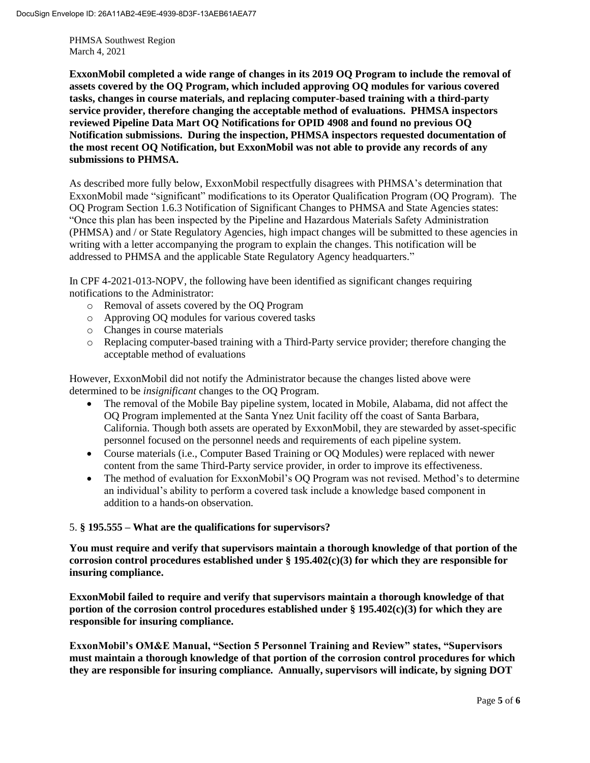PHMSA Southwest Region
March 4, 2021

**ExxonMobil completed a wide range of changes in its 2019 OQ Program to include the removal of assets covered by the OQ Program, which included approving OQ modules for various covered tasks, changes in course materials, and replacing computer-based training with a third-party service provider, therefore changing the acceptable method of evaluations. PHMSA inspectors reviewed Pipeline Data Mart OQ Notifications for OPID 4908 and found no previous OQ Notification submissions. During the inspection, PHMSA inspectors requested documentation of the most recent OQ Notification, but ExxonMobil was not able to provide any records of any submissions to PHMSA.**

As described more fully below, ExxonMobil respectfully disagrees with PHMSA's determination that ExxonMobil made "significant" modifications to its Operator Qualification Program (OQ Program). The OQ Program Section 1.6.3 Notification of Significant Changes to PHMSA and State Agencies states: "Once this plan has been inspected by the Pipeline and Hazardous Materials Safety Administration (PHMSA) and / or State Regulatory Agencies, high impact changes will be submitted to these agencies in writing with a letter accompanying the program to explain the changes. This notification will be addressed to PHMSA and the applicable State Regulatory Agency headquarters."

In CPF 4-2021-013-NOPV, the following have been identified as significant changes requiring notifications to the Administrator:

- Removal of assets covered by the OQ Program
- Approving OQ modules for various covered tasks
- Changes in course materials
- Replacing computer-based training with a Third-Party service provider; therefore changing the acceptable method of evaluations

However, ExxonMobil did not notify the Administrator because the changes listed above were determined to be *insignificant* changes to the OQ Program.

- The removal of the Mobile Bay pipeline system, located in Mobile, Alabama, did not affect the OQ Program implemented at the Santa Ynez Unit facility off the coast of Santa Barbara, California. Though both assets are operated by ExxonMobil, they are stewarded by asset-specific personnel focused on the personnel needs and requirements of each pipeline system.
- Course materials (i.e., Computer Based Training or OQ Modules) were replaced with newer content from the same Third-Party service provider, in order to improve its effectiveness.
- The method of evaluation for ExxonMobil's OQ Program was not revised. Method's to determine an individual's ability to perform a covered task include a knowledge based component in addition to a hands-on observation.

5. **§ 195.555 – What are the qualifications for supervisors?**

**You must require and verify that supervisors maintain a thorough knowledge of that portion of the corrosion control procedures established under § 195.402(c)(3) for which they are responsible for insuring compliance.**

**ExxonMobil failed to require and verify that supervisors maintain a thorough knowledge of that portion of the corrosion control procedures established under § 195.402(c)(3) for which they are responsible for insuring compliance.**

**ExxonMobil's OM&E Manual, "Section 5 Personnel Training and Review" states, "Supervisors must maintain a thorough knowledge of that portion of the corrosion control procedures for which they are responsible for insuring compliance. Annually, supervisors will indicate, by signing DOT**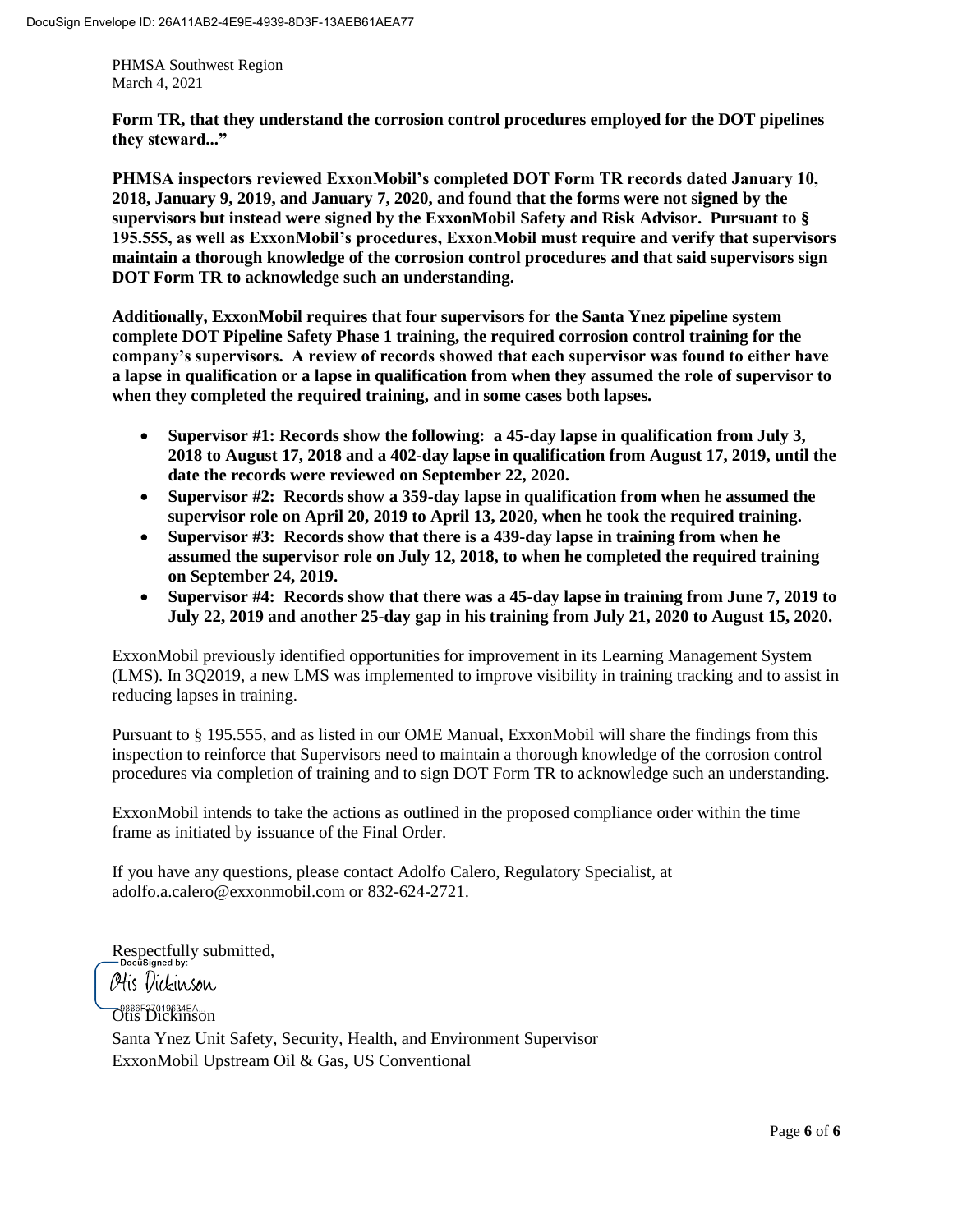**Form TR, that they understand the corrosion control procedures employed for the DOT pipelines they steward..."**

**PHMSA inspectors reviewed ExxonMobil's completed DOT Form TR records dated January 10, 2018, January 9, 2019, and January 7, 2020, and found that the forms were not signed by the supervisors but instead were signed by the ExxonMobil Safety and Risk Advisor. Pursuant to § 195.555, as well as ExxonMobil's procedures, ExxonMobil must require and verify that supervisors maintain a thorough knowledge of the corrosion control procedures and that said supervisors sign DOT Form TR to acknowledge such an understanding.**

**Additionally, ExxonMobil requires that four supervisors for the Santa Ynez pipeline system complete DOT Pipeline Safety Phase 1 training, the required corrosion control training for the company's supervisors. A review of records showed that each supervisor was found to either have a lapse in qualification or a lapse in qualification from when they assumed the role of supervisor to when they completed the required training, and in some cases both lapses.**

- **Supervisor #1: Records show the following: a 45-day lapse in qualification from July 3, 2018 to August 17, 2018 and a 402-day lapse in qualification from August 17, 2019, until the date the records were reviewed on September 22, 2020.**
- **Supervisor #2: Records show a 359-day lapse in qualification from when he assumed the supervisor role on April 20, 2019 to April 13, 2020, when he took the required training.**
- **Supervisor #3: Records show that there is a 439-day lapse in training from when he assumed the supervisor role on July 12, 2018, to when he completed the required training on September 24, 2019.**
- **Supervisor #4: Records show that there was a 45-day lapse in training from June 7, 2019 to July 22, 2019 and another 25-day gap in his training from July 21, 2020 to August 15, 2020.**

ExxonMobil previously identified opportunities for improvement in its Learning Management System (LMS). In 3Q2019, a new LMS was implemented to improve visibility in training tracking and to assist in reducing lapses in training.

Pursuant to § 195.555, and as listed in our OME Manual, ExxonMobil will share the findings from this inspection to reinforce that Supervisors need to maintain a thorough knowledge of the corrosion control procedures via completion of training and to sign DOT Form TR to acknowledge such an understanding.

ExxonMobil intends to take the actions as outlined in the proposed compliance order within the time frame as initiated by issuance of the Final Order.

If you have any questions, please contact Adolfo Calero, Regulatory Specialist, at adolfo.a.calero@exxonmobil.com or 832-624-2721.

Respectfully submitted,

DocuSigned by:
Otis Dickinson
9886F27019634EA

Otis Dickinson
Santa Ynez Unit Safety, Security, Health, and Environment Supervisor
ExxonMobil Upstream Oil & Gas, US Conventional